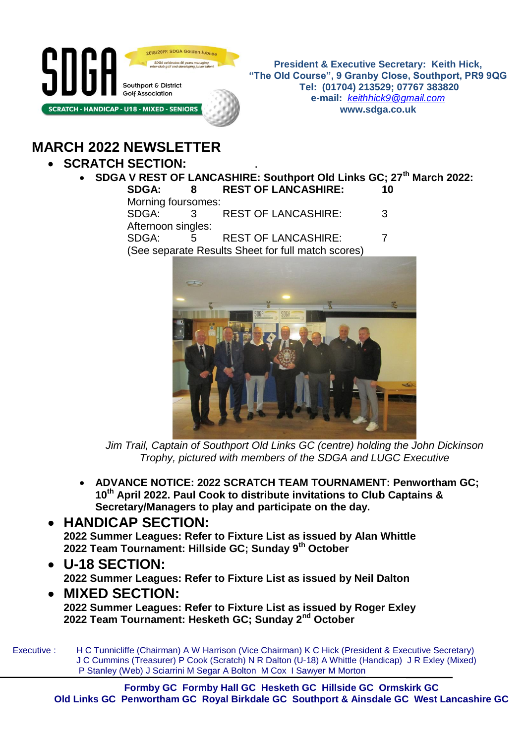SDGA Southport & District Golf Association

2018/2019: SDGA Golden Jubilee

SCRATCH - HANDICAP - U18 - MIXED - SENIORS

**President & Executive Secretary: Keith Hick,**
**"The Old Course", 9 Granby Close, Southport, PR9 9QG**
**Tel: (01704) 213529; 07767 383820**
**e-mail: *keithhick9@gmail.com***
**www.sdga.co.uk**

# MARCH 2022 NEWSLETTER

- **SCRATCH SECTION:**
  - **SDGA V REST OF LANCASHIRE: Southport Old Links GC; 27th March 2022:**

    | | | | |
    |---|---|---|---|
    | **SDGA:** | **8** | **REST OF LANCASHIRE:** | **10** |
    | Morning foursomes: | | | |
    | SDGA: | 3 | REST OF LANCASHIRE: | 3 |
    | Afternoon singles: | | | |
    | SDGA: | 5 | REST OF LANCASHIRE: | 7 |

    (See separate Results Sheet for full match scores)

    *Jim Trail, Captain of Southport Old Links GC (centre) holding the John Dickinson Trophy, pictured with members of the SDGA and LUGC Executive*

  - **ADVANCE NOTICE: 2022 SCRATCH TEAM TOURNAMENT: Penwortham GC; 10th April 2022. Paul Cook to distribute invitations to Club Captains & Secretary/Managers to play and participate on the day.**

- **HANDICAP SECTION:**
  **2022 Summer Leagues: Refer to Fixture List as issued by Alan Whittle**
  **2022 Team Tournament: Hillside GC; Sunday 9th October**

- **U-18 SECTION:**
  **2022 Summer Leagues: Refer to Fixture List as issued by Neil Dalton**

- **MIXED SECTION:**
  **2022 Summer Leagues: Refer to Fixture List as issued by Roger Exley**
  **2022 Team Tournament: Hesketh GC; Sunday 2nd October**

Executive : H C Tunnicliffe (Chairman) A W Harrison (Vice Chairman) K C Hick (President & Executive Secretary) J C Cummins (Treasurer) P Cook (Scratch) N R Dalton (U-18) A Whittle (Handicap) J R Exley (Mixed) P Stanley (Web) J Sciarrini M Segar A Bolton M Cox I Sawyer M Morton

**Formby GC Formby Hall GC Hesketh GC Hillside GC Ormskirk GC**
**Old Links GC Penwortham GC Royal Birkdale GC Southport & Ainsdale GC West Lancashire GC**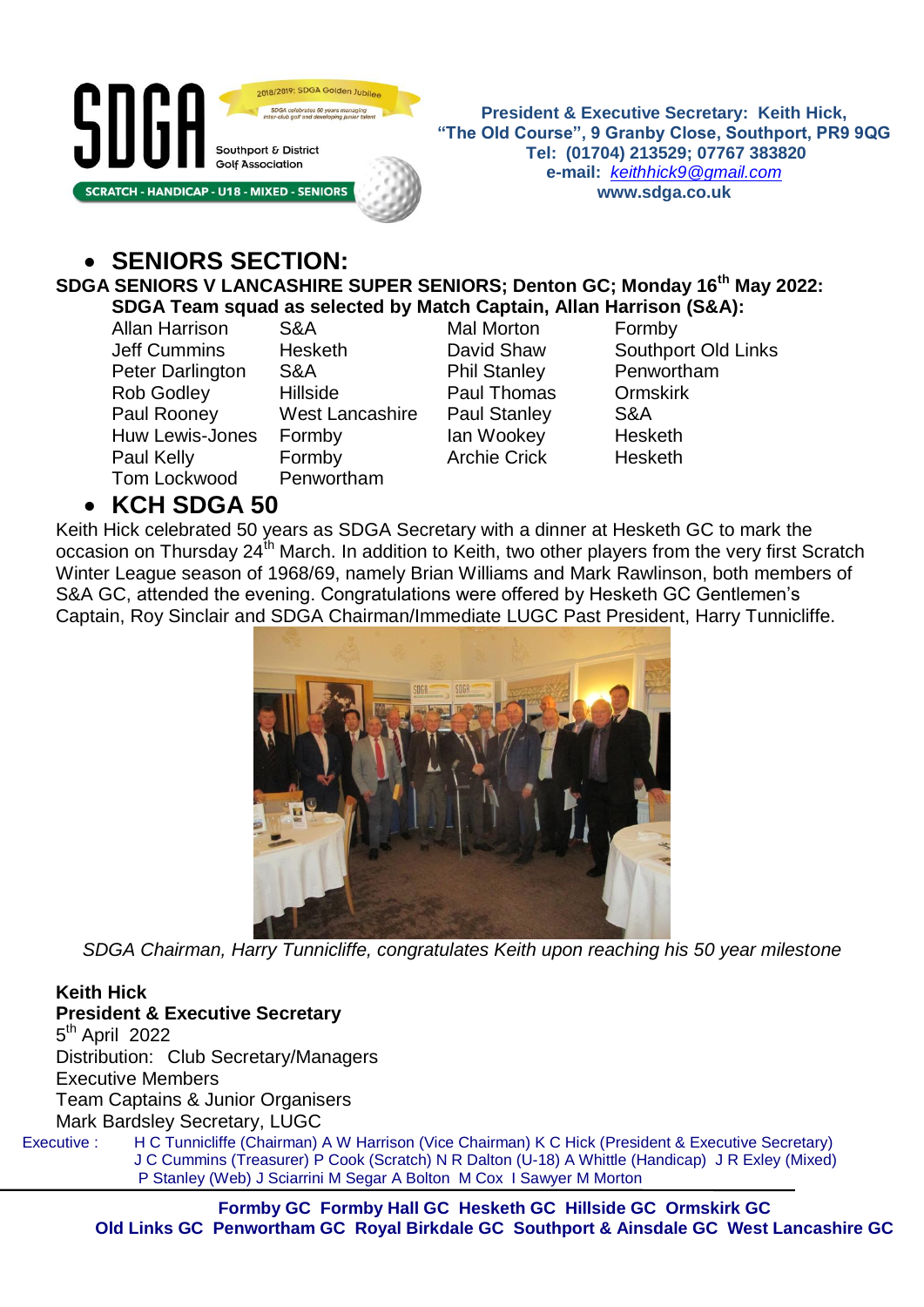President & Executive Secretary: Keith Hick,
"The Old Course", 9 Granby Close, Southport, PR9 9QG
Tel: (01704) 213529; 07767 383820
e-mail: keithhick9@gmail.com
www.sdga.co.uk

- **SENIORS SECTION:**

**SDGA SENIORS V LANCASHIRE SUPER SENIORS; Denton GC; Monday 16th May 2022:**

**SDGA Team squad as selected by Match Captain, Allan Harrison (S&A):**

| | | | |
|---|---|---|---|
| Allan Harrison | S&A | Mal Morton | Formby |
| Jeff Cummins | Hesketh | David Shaw | Southport Old Links |
| Peter Darlington | S&A | Phil Stanley | Penwortham |
| Rob Godley | Hillside | Paul Thomas | Ormskirk |
| Paul Rooney | West Lancashire | Paul Stanley | S&A |
| Huw Lewis-Jones | Formby | Ian Wookey | Hesketh |
| Paul Kelly | Formby | Archie Crick | Hesketh |
| Tom Lockwood | Penwortham | | |

- **KCH SDGA 50**

Keith Hick celebrated 50 years as SDGA Secretary with a dinner at Hesketh GC to mark the occasion on Thursday 24th March. In addition to Keith, two other players from the very first Scratch Winter League season of 1968/69, namely Brian Williams and Mark Rawlinson, both members of S&A GC, attended the evening. Congratulations were offered by Hesketh GC Gentlemen's Captain, Roy Sinclair and SDGA Chairman/Immediate LUGC Past President, Harry Tunnicliffe.

*SDGA Chairman, Harry Tunnicliffe, congratulates Keith upon reaching his 50 year milestone*

**Keith Hick**
**President & Executive Secretary**
5th April 2022
Distribution: Club Secretary/Managers
Executive Members
Team Captains & Junior Organisers
Mark Bardsley Secretary, LUGC

Executive : H C Tunnicliffe (Chairman) A W Harrison (Vice Chairman) K C Hick (President & Executive Secretary) J C Cummins (Treasurer) P Cook (Scratch) N R Dalton (U-18) A Whittle (Handicap) J R Exley (Mixed) P Stanley (Web) J Sciarrini M Segar A Bolton M Cox I Sawyer M Morton

**Formby GC Formby Hall GC Hesketh GC Hillside GC Ormskirk GC**
**Old Links GC Penwortham GC Royal Birkdale GC Southport & Ainsdale GC West Lancashire GC**